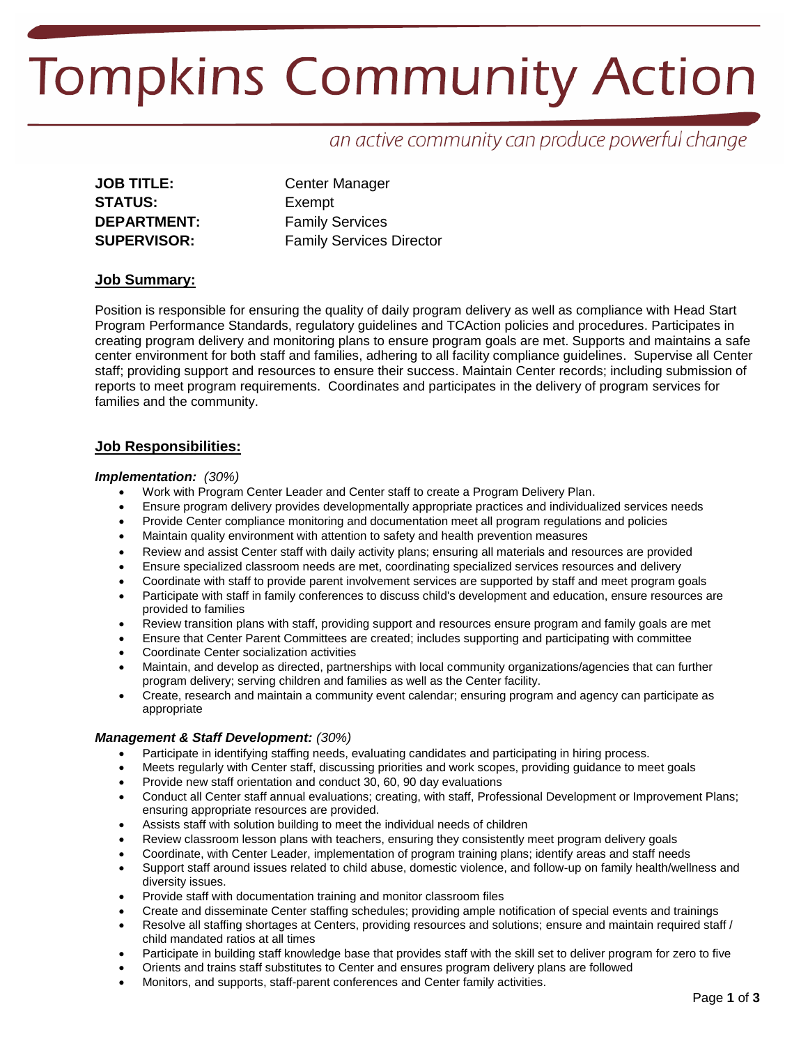# Tompkins Community Action

*an active community can produce powerful change*

**JOB TITLE:** Center Manager
**STATUS:** Exempt
**DEPARTMENT:** Family Services
**SUPERVISOR:** Family Services Director

## Job Summary:

Position is responsible for ensuring the quality of daily program delivery as well as compliance with Head Start Program Performance Standards, regulatory guidelines and TCAction policies and procedures. Participates in creating program delivery and monitoring plans to ensure program goals are met. Supports and maintains a safe center environment for both staff and families, adhering to all facility compliance guidelines. Supervise all Center staff; providing support and resources to ensure their success. Maintain Center records; including submission of reports to meet program requirements. Coordinates and participates in the delivery of program services for families and the community.

## Job Responsibilities:

***Implementation:*** *(30%)*

- Work with Program Center Leader and Center staff to create a Program Delivery Plan.
- Ensure program delivery provides developmentally appropriate practices and individualized services needs
- Provide Center compliance monitoring and documentation meet all program regulations and policies
- Maintain quality environment with attention to safety and health prevention measures
- Review and assist Center staff with daily activity plans; ensuring all materials and resources are provided
- Ensure specialized classroom needs are met, coordinating specialized services resources and delivery
- Coordinate with staff to provide parent involvement services are supported by staff and meet program goals
- Participate with staff in family conferences to discuss child's development and education, ensure resources are provided to families
- Review transition plans with staff, providing support and resources ensure program and family goals are met
- Ensure that Center Parent Committees are created; includes supporting and participating with committee
- Coordinate Center socialization activities
- Maintain, and develop as directed, partnerships with local community organizations/agencies that can further program delivery; serving children and families as well as the Center facility.
- Create, research and maintain a community event calendar; ensuring program and agency can participate as appropriate

***Management & Staff Development:*** *(30%)*

- Participate in identifying staffing needs, evaluating candidates and participating in hiring process.
- Meets regularly with Center staff, discussing priorities and work scopes, providing guidance to meet goals
- Provide new staff orientation and conduct 30, 60, 90 day evaluations
- Conduct all Center staff annual evaluations; creating, with staff, Professional Development or Improvement Plans; ensuring appropriate resources are provided.
- Assists staff with solution building to meet the individual needs of children
- Review classroom lesson plans with teachers, ensuring they consistently meet program delivery goals
- Coordinate, with Center Leader, implementation of program training plans; identify areas and staff needs
- Support staff around issues related to child abuse, domestic violence, and follow-up on family health/wellness and diversity issues.
- Provide staff with documentation training and monitor classroom files
- Create and disseminate Center staffing schedules; providing ample notification of special events and trainings
- Resolve all staffing shortages at Centers, providing resources and solutions; ensure and maintain required staff / child mandated ratios at all times
- Participate in building staff knowledge base that provides staff with the skill set to deliver program for zero to five
- Orients and trains staff substitutes to Center and ensures program delivery plans are followed
- Monitors, and supports, staff-parent conferences and Center family activities.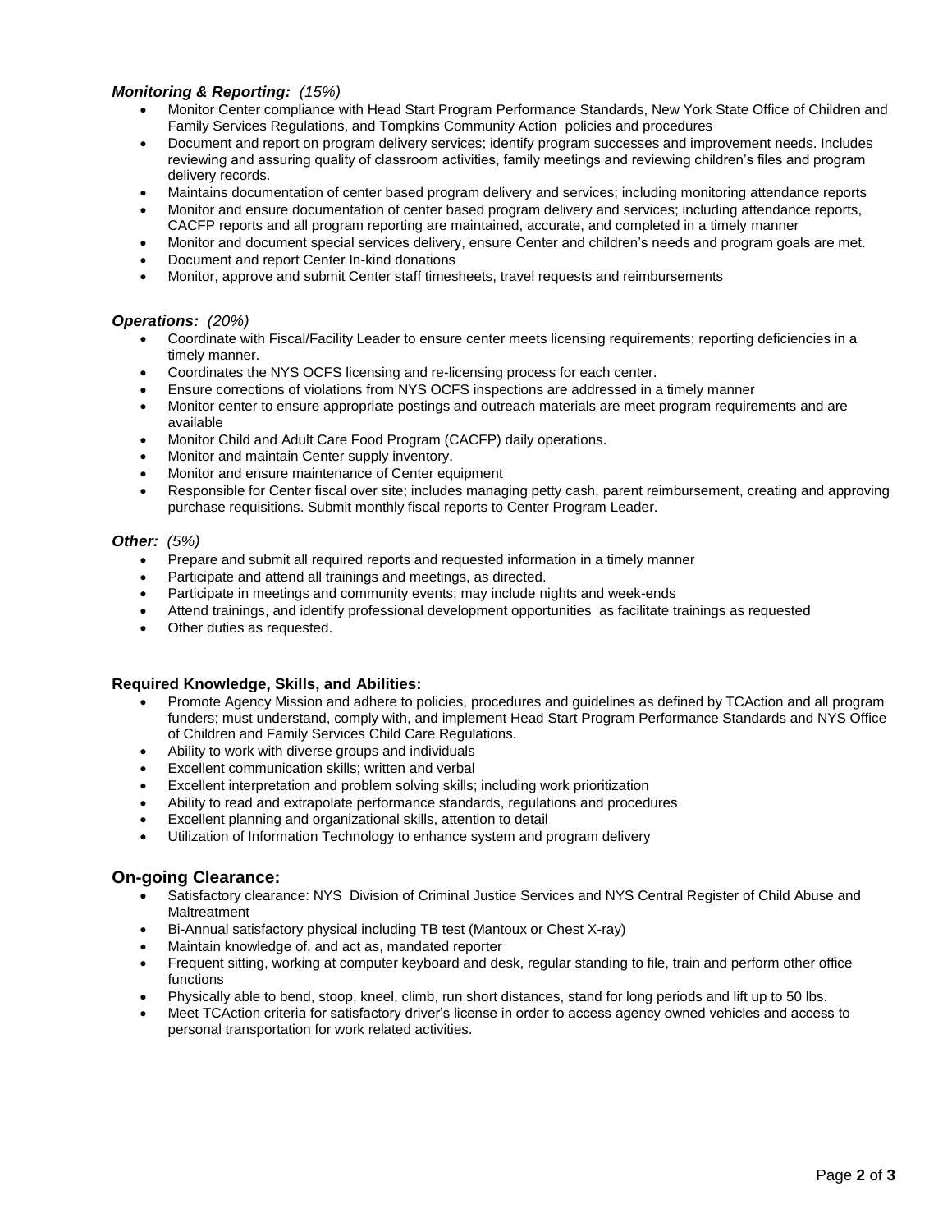***Monitoring & Reporting:*** *(15%)*

- Monitor Center compliance with Head Start Program Performance Standards, New York State Office of Children and Family Services Regulations, and Tompkins Community Action policies and procedures
- Document and report on program delivery services; identify program successes and improvement needs. Includes reviewing and assuring quality of classroom activities, family meetings and reviewing children's files and program delivery records.
- Maintains documentation of center based program delivery and services; including monitoring attendance reports
- Monitor and ensure documentation of center based program delivery and services; including attendance reports, CACFP reports and all program reporting are maintained, accurate, and completed in a timely manner
- Monitor and document special services delivery, ensure Center and children's needs and program goals are met.
- Document and report Center In-kind donations
- Monitor, approve and submit Center staff timesheets, travel requests and reimbursements

***Operations:*** *(20%)*

- Coordinate with Fiscal/Facility Leader to ensure center meets licensing requirements; reporting deficiencies in a timely manner.
- Coordinates the NYS OCFS licensing and re-licensing process for each center.
- Ensure corrections of violations from NYS OCFS inspections are addressed in a timely manner
- Monitor center to ensure appropriate postings and outreach materials are meet program requirements and are available
- Monitor Child and Adult Care Food Program (CACFP) daily operations.
- Monitor and maintain Center supply inventory.
- Monitor and ensure maintenance of Center equipment
- Responsible for Center fiscal over site; includes managing petty cash, parent reimbursement, creating and approving purchase requisitions. Submit monthly fiscal reports to Center Program Leader.

***Other:*** *(5%)*

- Prepare and submit all required reports and requested information in a timely manner
- Participate and attend all trainings and meetings, as directed.
- Participate in meetings and community events; may include nights and week-ends
- Attend trainings, and identify professional development opportunities as facilitate trainings as requested
- Other duties as requested.

**Required Knowledge, Skills, and Abilities:**

- Promote Agency Mission and adhere to policies, procedures and guidelines as defined by TCAction and all program funders; must understand, comply with, and implement Head Start Program Performance Standards and NYS Office of Children and Family Services Child Care Regulations.
- Ability to work with diverse groups and individuals
- Excellent communication skills; written and verbal
- Excellent interpretation and problem solving skills; including work prioritization
- Ability to read and extrapolate performance standards, regulations and procedures
- Excellent planning and organizational skills, attention to detail
- Utilization of Information Technology to enhance system and program delivery

## On-going Clearance:

- Satisfactory clearance: NYS Division of Criminal Justice Services and NYS Central Register of Child Abuse and Maltreatment
- Bi-Annual satisfactory physical including TB test (Mantoux or Chest X-ray)
- Maintain knowledge of, and act as, mandated reporter
- Frequent sitting, working at computer keyboard and desk, regular standing to file, train and perform other office functions
- Physically able to bend, stoop, kneel, climb, run short distances, stand for long periods and lift up to 50 lbs.
- Meet TCAction criteria for satisfactory driver's license in order to access agency owned vehicles and access to personal transportation for work related activities.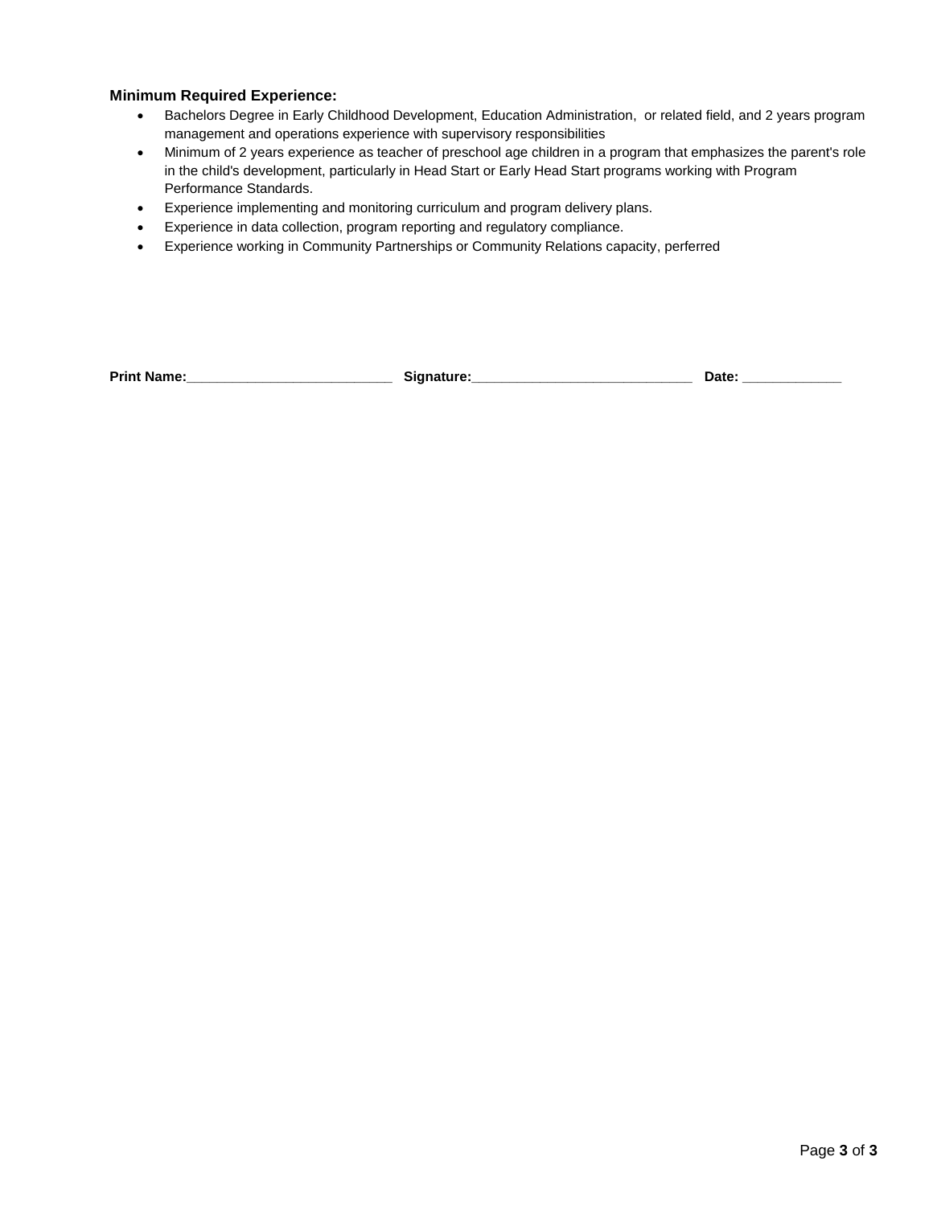**Minimum Required Experience:**

- Bachelors Degree in Early Childhood Development, Education Administration,  or related field, and 2 years program management and operations experience with supervisory responsibilities
- Minimum of 2 years experience as teacher of preschool age children in a program that emphasizes the parent's role in the child's development, particularly in Head Start or Early Head Start programs working with Program Performance Standards.
- Experience implementing and monitoring curriculum and program delivery plans.
- Experience in data collection, program reporting and regulatory compliance.
- Experience working in Community Partnerships or Community Relations capacity, perferred

**Print Name:**___________________________ **Signature:**_____________________________ **Date:** _____________